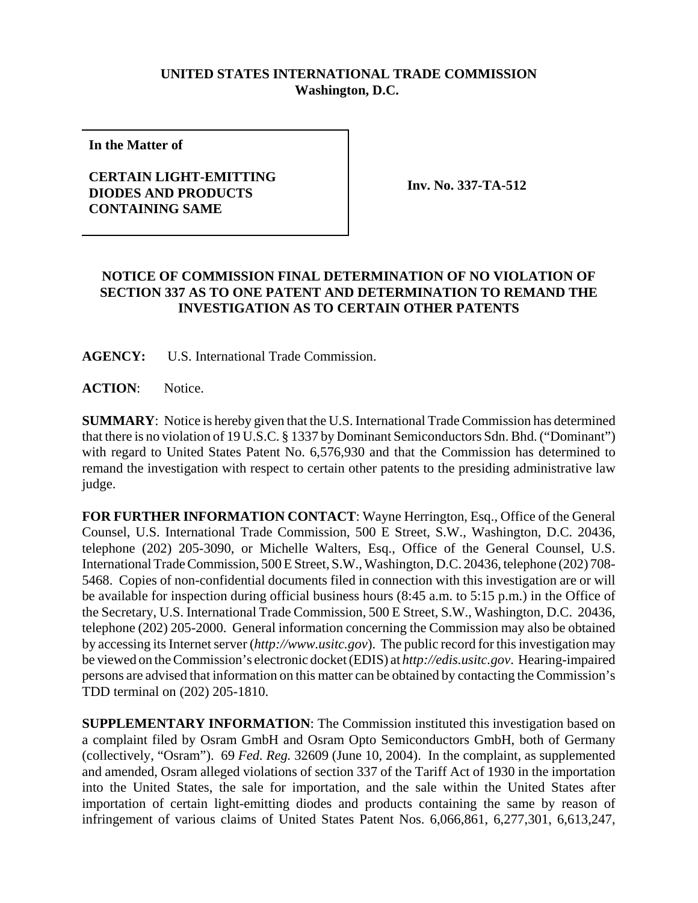**UNITED STATES INTERNATIONAL TRADE COMMISSION**
**Washington, D.C.**

| **In the Matter of** **CERTAIN LIGHT-EMITTING DIODES AND PRODUCTS CONTAINING SAME** | **Inv. No. 337-TA-512** |
|---|---|

**NOTICE OF COMMISSION FINAL DETERMINATION OF NO VIOLATION OF SECTION 337 AS TO ONE PATENT AND DETERMINATION TO REMAND THE INVESTIGATION AS TO CERTAIN OTHER PATENTS**

**AGENCY:** U.S. International Trade Commission.

**ACTION**: Notice.

**SUMMARY**: Notice is hereby given that the U.S. International Trade Commission has determined that there is no violation of 19 U.S.C. § 1337 by Dominant Semiconductors Sdn. Bhd. ("Dominant") with regard to United States Patent No. 6,576,930 and that the Commission has determined to remand the investigation with respect to certain other patents to the presiding administrative law judge.

**FOR FURTHER INFORMATION CONTACT**: Wayne Herrington, Esq., Office of the General Counsel, U.S. International Trade Commission, 500 E Street, S.W., Washington, D.C. 20436, telephone (202) 205-3090, or Michelle Walters, Esq., Office of the General Counsel, U.S. International Trade Commission, 500 E Street, S.W., Washington, D.C. 20436, telephone (202) 708-5468. Copies of non-confidential documents filed in connection with this investigation are or will be available for inspection during official business hours (8:45 a.m. to 5:15 p.m.) in the Office of the Secretary, U.S. International Trade Commission, 500 E Street, S.W., Washington, D.C. 20436, telephone (202) 205-2000. General information concerning the Commission may also be obtained by accessing its Internet server (*http://www.usitc.gov*). The public record for this investigation may be viewed on the Commission's electronic docket (EDIS) at *http://edis.usitc.gov*. Hearing-impaired persons are advised that information on this matter can be obtained by contacting the Commission's TDD terminal on (202) 205-1810.

**SUPPLEMENTARY INFORMATION**: The Commission instituted this investigation based on a complaint filed by Osram GmbH and Osram Opto Semiconductors GmbH, both of Germany (collectively, "Osram"). 69 *Fed. Reg.* 32609 (June 10, 2004). In the complaint, as supplemented and amended, Osram alleged violations of section 337 of the Tariff Act of 1930 in the importation into the United States, the sale for importation, and the sale within the United States after importation of certain light-emitting diodes and products containing the same by reason of infringement of various claims of United States Patent Nos. 6,066,861, 6,277,301, 6,613,247,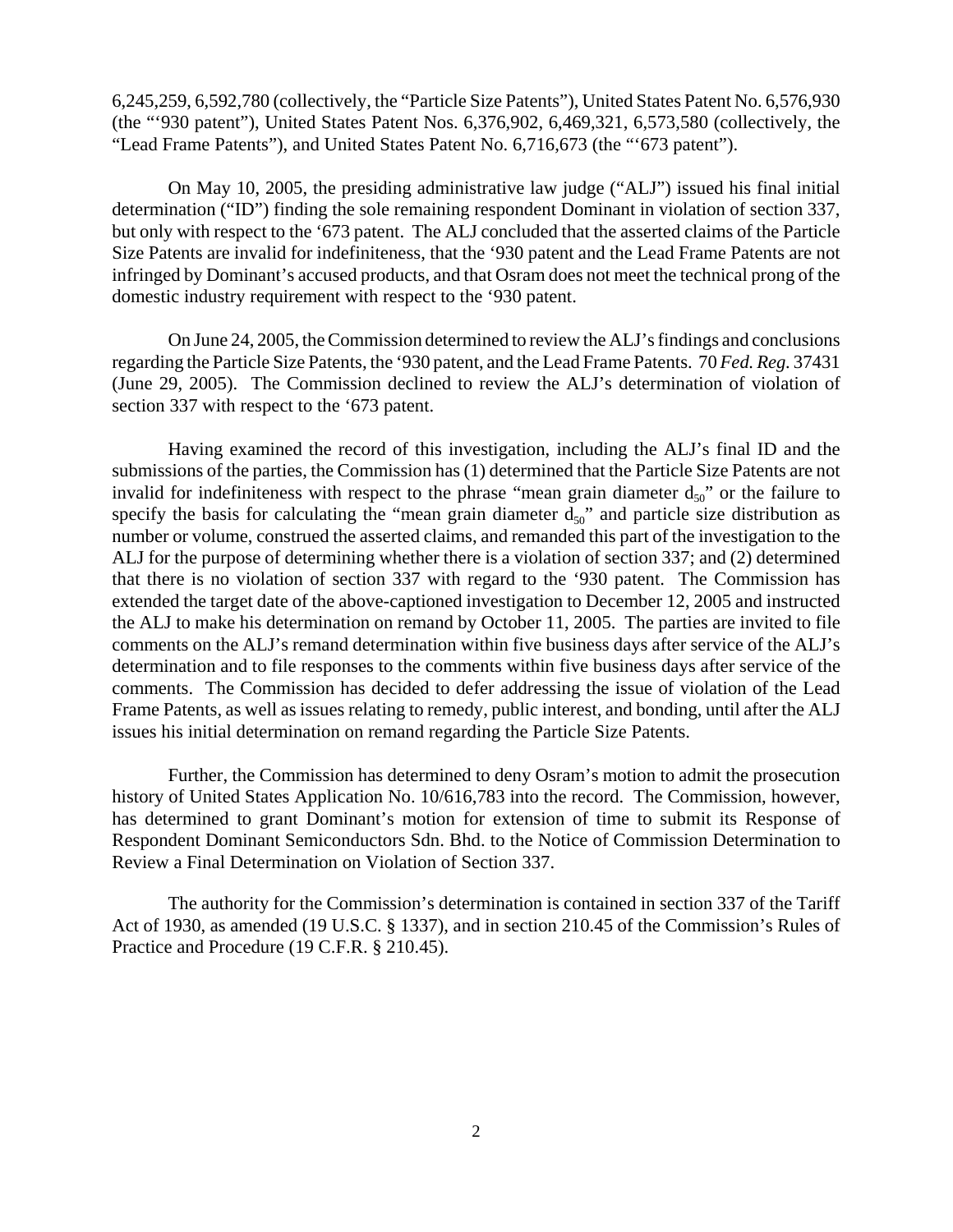6,245,259, 6,592,780 (collectively, the "Particle Size Patents"), United States Patent No. 6,576,930 (the "'930 patent"), United States Patent Nos. 6,376,902, 6,469,321, 6,573,580 (collectively, the "Lead Frame Patents"), and United States Patent No. 6,716,673 (the "'673 patent").

On May 10, 2005, the presiding administrative law judge ("ALJ") issued his final initial determination ("ID") finding the sole remaining respondent Dominant in violation of section 337, but only with respect to the '673 patent. The ALJ concluded that the asserted claims of the Particle Size Patents are invalid for indefiniteness, that the '930 patent and the Lead Frame Patents are not infringed by Dominant's accused products, and that Osram does not meet the technical prong of the domestic industry requirement with respect to the '930 patent.

On June 24, 2005, the Commission determined to review the ALJ's findings and conclusions regarding the Particle Size Patents, the '930 patent, and the Lead Frame Patents. 70 *Fed. Reg.* 37431 (June 29, 2005). The Commission declined to review the ALJ's determination of violation of section 337 with respect to the '673 patent.

Having examined the record of this investigation, including the ALJ's final ID and the submissions of the parties, the Commission has (1) determined that the Particle Size Patents are not invalid for indefiniteness with respect to the phrase "mean grain diameter $d_{50}$" or the failure to specify the basis for calculating the "mean grain diameter $d_{50}$" and particle size distribution as number or volume, construed the asserted claims, and remanded this part of the investigation to the ALJ for the purpose of determining whether there is a violation of section 337; and (2) determined that there is no violation of section 337 with regard to the '930 patent. The Commission has extended the target date of the above-captioned investigation to December 12, 2005 and instructed the ALJ to make his determination on remand by October 11, 2005. The parties are invited to file comments on the ALJ's remand determination within five business days after service of the ALJ's determination and to file responses to the comments within five business days after service of the comments. The Commission has decided to defer addressing the issue of violation of the Lead Frame Patents, as well as issues relating to remedy, public interest, and bonding, until after the ALJ issues his initial determination on remand regarding the Particle Size Patents.

Further, the Commission has determined to deny Osram's motion to admit the prosecution history of United States Application No. 10/616,783 into the record. The Commission, however, has determined to grant Dominant's motion for extension of time to submit its Response of Respondent Dominant Semiconductors Sdn. Bhd. to the Notice of Commission Determination to Review a Final Determination on Violation of Section 337.

The authority for the Commission's determination is contained in section 337 of the Tariff Act of 1930, as amended (19 U.S.C. § 1337), and in section 210.45 of the Commission's Rules of Practice and Procedure (19 C.F.R. § 210.45).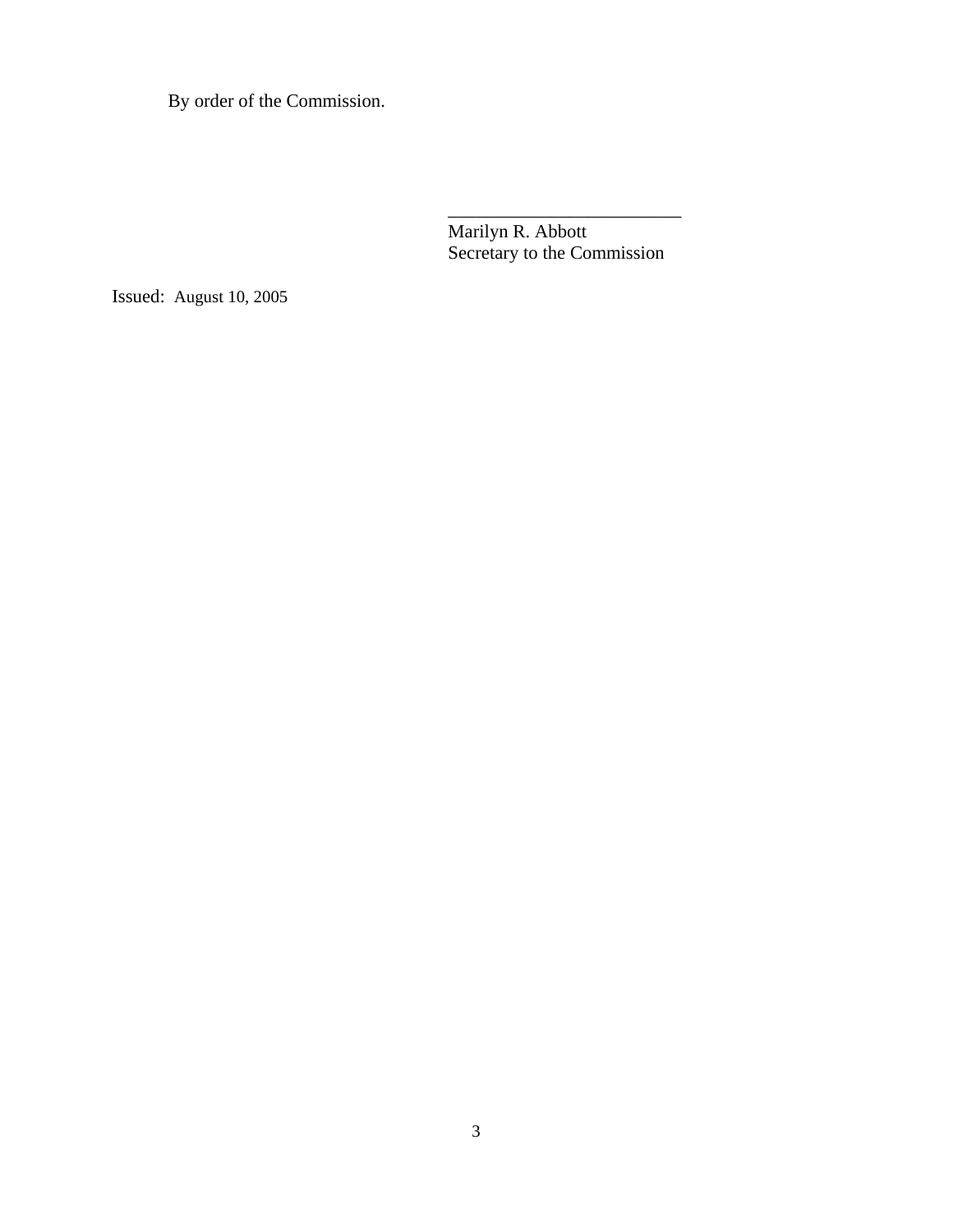By order of the Commission.

\_\_\_\_\_\_\_\_\_\_\_\_\_\_\_\_\_\_\_\_\_\_\_\_\_\_

Marilyn R. Abbott
Secretary to the Commission

Issued: August 10, 2005